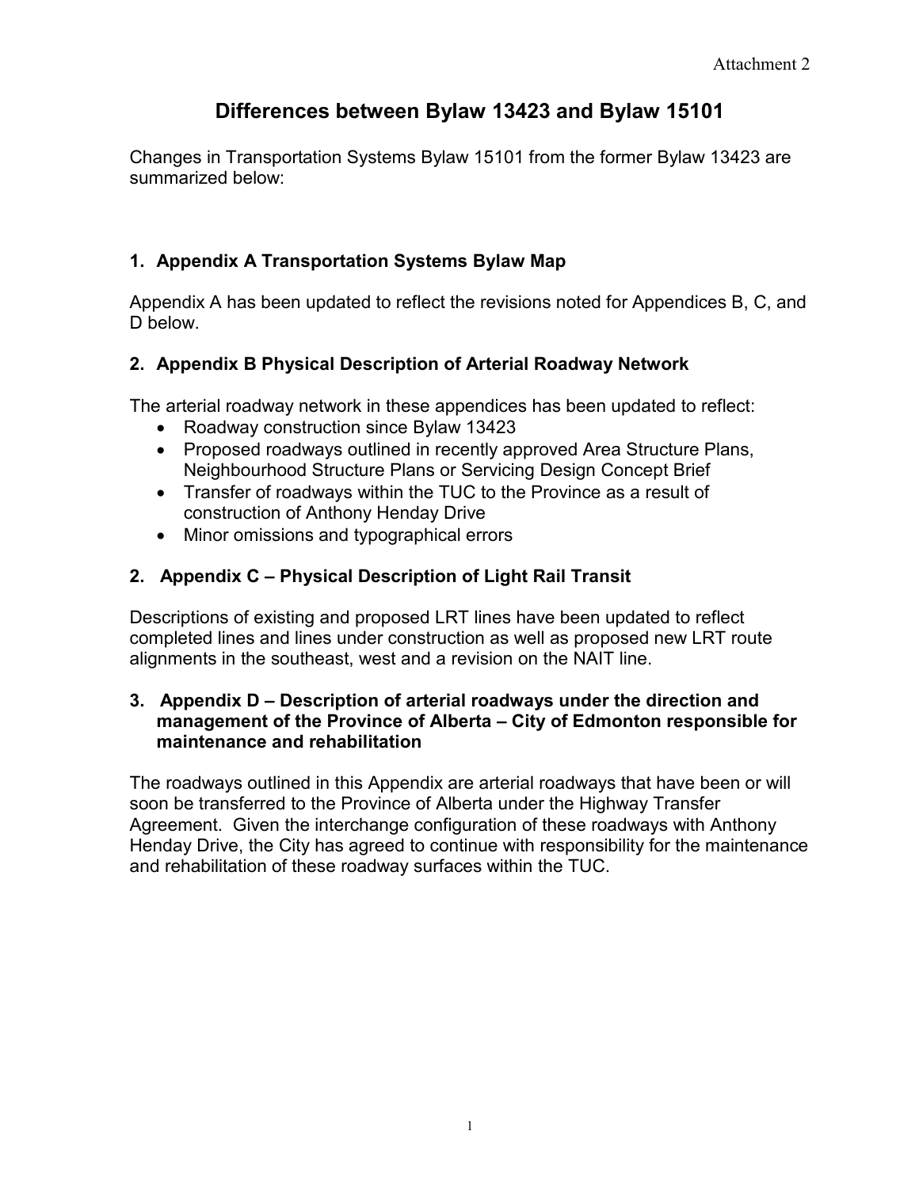Attachment 2

# Differences between Bylaw 13423 and Bylaw 15101

Changes in Transportation Systems Bylaw 15101 from the former Bylaw 13423 are summarized below:

### 1. Appendix A Transportation Systems Bylaw Map

Appendix A has been updated to reflect the revisions noted for Appendices B, C, and D below.

### 2. Appendix B Physical Description of Arterial Roadway Network

The arterial roadway network in these appendices has been updated to reflect:

- Roadway construction since Bylaw 13423
- Proposed roadways outlined in recently approved Area Structure Plans, Neighbourhood Structure Plans or Servicing Design Concept Brief
- Transfer of roadways within the TUC to the Province as a result of construction of Anthony Henday Drive
- Minor omissions and typographical errors

### 2. Appendix C – Physical Description of Light Rail Transit

Descriptions of existing and proposed LRT lines have been updated to reflect completed lines and lines under construction as well as proposed new LRT route alignments in the southeast, west and a revision on the NAIT line.

### 3. Appendix D – Description of arterial roadways under the direction and management of the Province of Alberta – City of Edmonton responsible for maintenance and rehabilitation

The roadways outlined in this Appendix are arterial roadways that have been or will soon be transferred to the Province of Alberta under the Highway Transfer Agreement. Given the interchange configuration of these roadways with Anthony Henday Drive, the City has agreed to continue with responsibility for the maintenance and rehabilitation of these roadway surfaces within the TUC.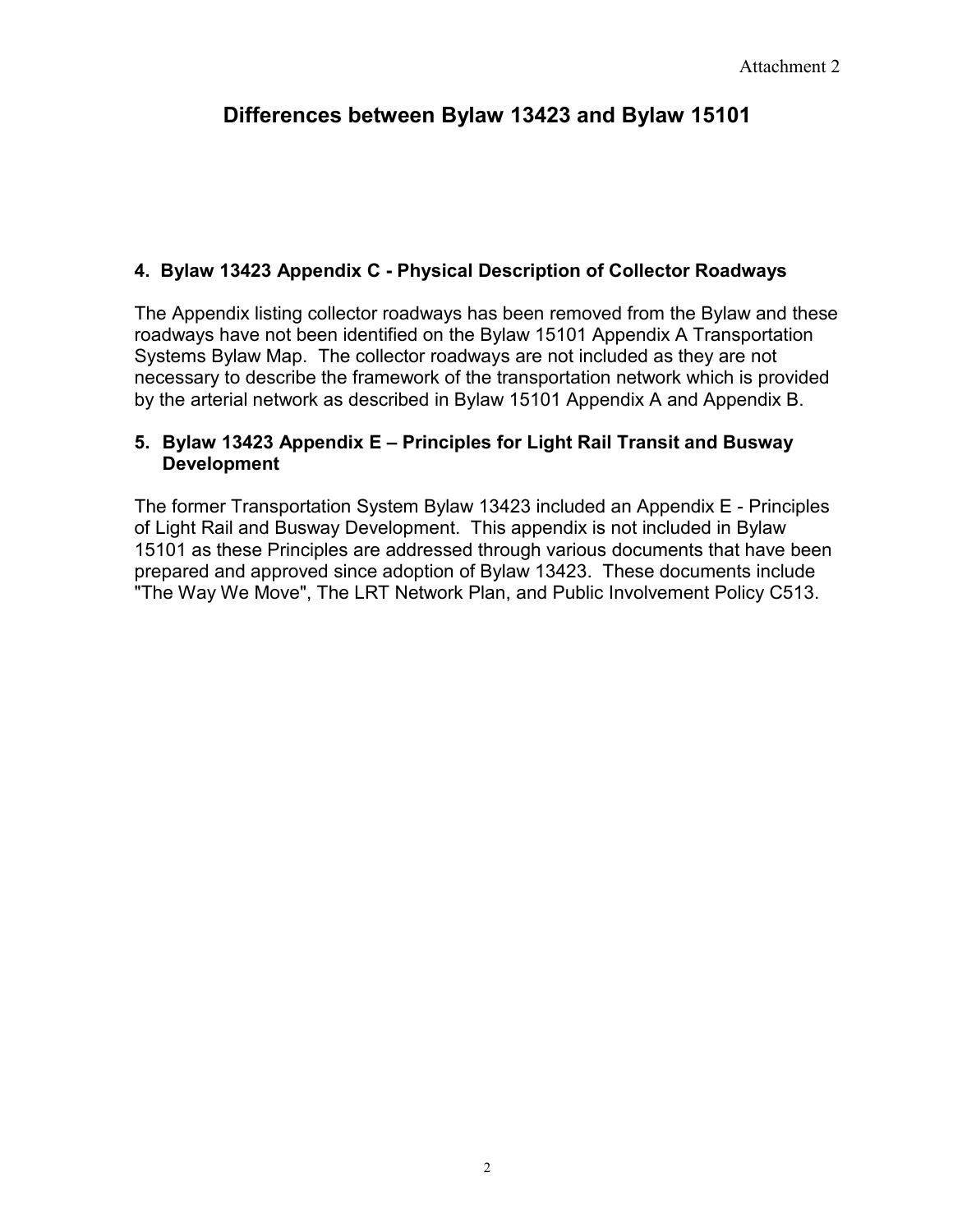# Differences between Bylaw 13423 and Bylaw 15101

### 4. Bylaw 13423 Appendix C - Physical Description of Collector Roadways

The Appendix listing collector roadways has been removed from the Bylaw and these roadways have not been identified on the Bylaw 15101 Appendix A Transportation Systems Bylaw Map. The collector roadways are not included as they are not necessary to describe the framework of the transportation network which is provided by the arterial network as described in Bylaw 15101 Appendix A and Appendix B.

### 5. Bylaw 13423 Appendix E – Principles for Light Rail Transit and Busway Development

The former Transportation System Bylaw 13423 included an Appendix E - Principles of Light Rail and Busway Development. This appendix is not included in Bylaw 15101 as these Principles are addressed through various documents that have been prepared and approved since adoption of Bylaw 13423. These documents include "The Way We Move", The LRT Network Plan, and Public Involvement Policy C513.